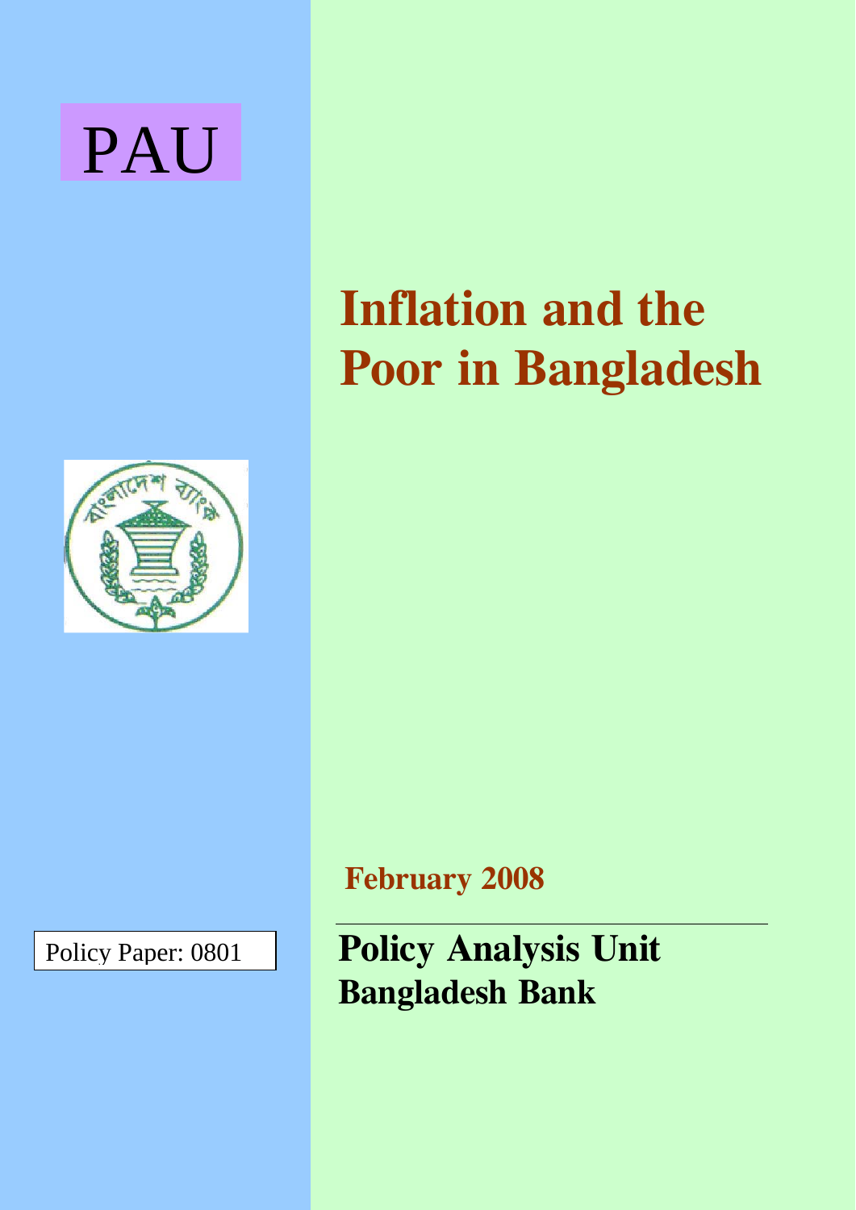PAU

# Inflation and the Poor in Bangladesh

**February 2008**

Policy Paper: 0801

**Policy Analysis Unit**
**Bangladesh Bank**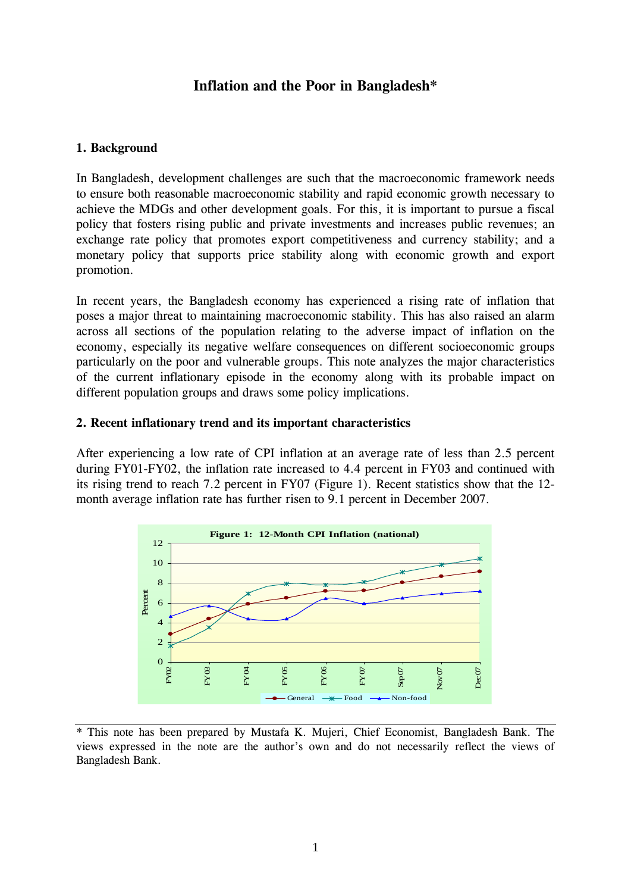# Inflation and the Poor in Bangladesh*

## 1. Background

In Bangladesh, development challenges are such that the macroeconomic framework needs to ensure both reasonable macroeconomic stability and rapid economic growth necessary to achieve the MDGs and other development goals. For this, it is important to pursue a fiscal policy that fosters rising public and private investments and increases public revenues; an exchange rate policy that promotes export competitiveness and currency stability; and a monetary policy that supports price stability along with economic growth and export promotion.

In recent years, the Bangladesh economy has experienced a rising rate of inflation that poses a major threat to maintaining macroeconomic stability. This has also raised an alarm across all sections of the population relating to the adverse impact of inflation on the economy, especially its negative welfare consequences on different socioeconomic groups particularly on the poor and vulnerable groups. This note analyzes the major characteristics of the current inflationary episode in the economy along with its probable impact on different population groups and draws some policy implications.

## 2. Recent inflationary trend and its important characteristics

After experiencing a low rate of CPI inflation at an average rate of less than 2.5 percent during FY01-FY02, the inflation rate increased to 4.4 percent in FY03 and continued with its rising trend to reach 7.2 percent in FY07 (Figure 1). Recent statistics show that the 12-month average inflation rate has further risen to 9.1 percent in December 2007.

**Figure 1: 12-Month CPI Inflation (national)**

---

\* This note has been prepared by Mustafa K. Mujeri, Chief Economist, Bangladesh Bank. The views expressed in the note are the author's own and do not necessarily reflect the views of Bangladesh Bank.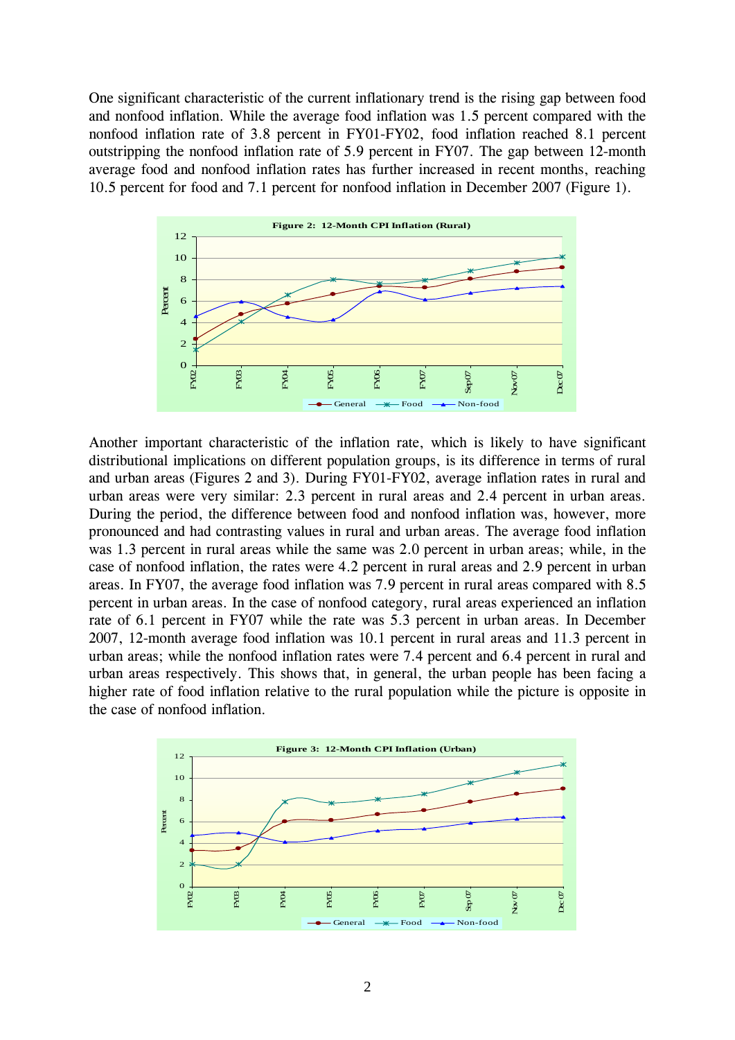One significant characteristic of the current inflationary trend is the rising gap between food and nonfood inflation. While the average food inflation was 1.5 percent compared with the nonfood inflation rate of 3.8 percent in FY01-FY02, food inflation reached 8.1 percent outstripping the nonfood inflation rate of 5.9 percent in FY07. The gap between 12-month average food and nonfood inflation rates has further increased in recent months, reaching 10.5 percent for food and 7.1 percent for nonfood inflation in December 2007 (Figure 1).

**Figure 2: 12-Month CPI Inflation (Rural)**

Another important characteristic of the inflation rate, which is likely to have significant distributional implications on different population groups, is its difference in terms of rural and urban areas (Figures 2 and 3). During FY01-FY02, average inflation rates in rural and urban areas were very similar: 2.3 percent in rural areas and 2.4 percent in urban areas. During the period, the difference between food and nonfood inflation was, however, more pronounced and had contrasting values in rural and urban areas. The average food inflation was 1.3 percent in rural areas while the same was 2.0 percent in urban areas; while, in the case of nonfood inflation, the rates were 4.2 percent in rural areas and 2.9 percent in urban areas. In FY07, the average food inflation was 7.9 percent in rural areas compared with 8.5 percent in urban areas. In the case of nonfood category, rural areas experienced an inflation rate of 6.1 percent in FY07 while the rate was 5.3 percent in urban areas. In December 2007, 12-month average food inflation was 10.1 percent in rural areas and 11.3 percent in urban areas; while the nonfood inflation rates were 7.4 percent and 6.4 percent in rural and urban areas respectively. This shows that, in general, the urban people has been facing a higher rate of food inflation relative to the rural population while the picture is opposite in the case of nonfood inflation.

**Figure 3: 12-Month CPI Inflation (Urban)**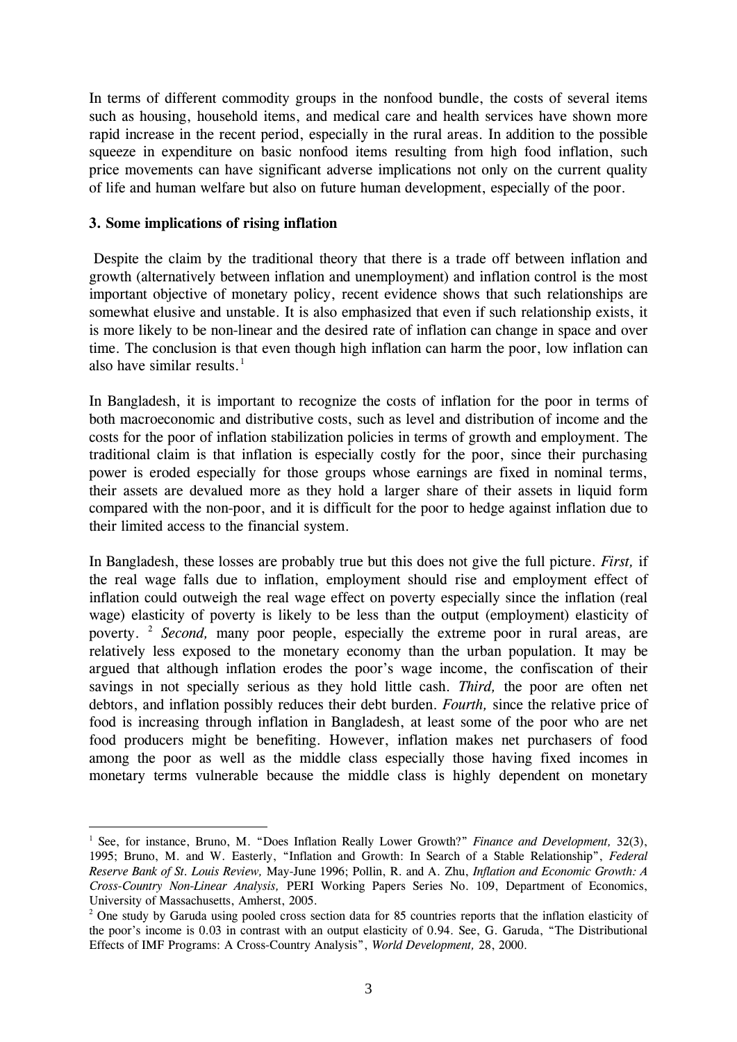In terms of different commodity groups in the nonfood bundle, the costs of several items such as housing, household items, and medical care and health services have shown more rapid increase in the recent period, especially in the rural areas. In addition to the possible squeeze in expenditure on basic nonfood items resulting from high food inflation, such price movements can have significant adverse implications not only on the current quality of life and human welfare but also on future human development, especially of the poor.

### 3. Some implications of rising inflation

Despite the claim by the traditional theory that there is a trade off between inflation and growth (alternatively between inflation and unemployment) and inflation control is the most important objective of monetary policy, recent evidence shows that such relationships are somewhat elusive and unstable. It is also emphasized that even if such relationship exists, it is more likely to be non-linear and the desired rate of inflation can change in space and over time. The conclusion is that even though high inflation can harm the poor, low inflation can also have similar results.[1]

In Bangladesh, it is important to recognize the costs of inflation for the poor in terms of both macroeconomic and distributive costs, such as level and distribution of income and the costs for the poor of inflation stabilization policies in terms of growth and employment. The traditional claim is that inflation is especially costly for the poor, since their purchasing power is eroded especially for those groups whose earnings are fixed in nominal terms, their assets are devalued more as they hold a larger share of their assets in liquid form compared with the non-poor, and it is difficult for the poor to hedge against inflation due to their limited access to the financial system.

In Bangladesh, these losses are probably true but this does not give the full picture. *First,* if the real wage falls due to inflation, employment should rise and employment effect of inflation could outweigh the real wage effect on poverty especially since the inflation (real wage) elasticity of poverty is likely to be less than the output (employment) elasticity of poverty.[2] *Second,* many poor people, especially the extreme poor in rural areas, are relatively less exposed to the monetary economy than the urban population. It may be argued that although inflation erodes the poor's wage income, the confiscation of their savings in not specially serious as they hold little cash. *Third,* the poor are often net debtors, and inflation possibly reduces their debt burden. *Fourth,* since the relative price of food is increasing through inflation in Bangladesh, at least some of the poor who are net food producers might be benefiting. However, inflation makes net purchasers of food among the poor as well as the middle class especially those having fixed incomes in monetary terms vulnerable because the middle class is highly dependent on monetary

---

[1] See, for instance, Bruno, M. "Does Inflation Really Lower Growth?" *Finance and Development,* 32(3), 1995; Bruno, M. and W. Easterly, "Inflation and Growth: In Search of a Stable Relationship", *Federal Reserve Bank of St. Louis Review,* May-June 1996; Pollin, R. and A. Zhu, *Inflation and Economic Growth: A Cross-Country Non-Linear Analysis,* PERI Working Papers Series No. 109, Department of Economics, University of Massachusetts, Amherst, 2005.

[2] One study by Garuda using pooled cross section data for 85 countries reports that the inflation elasticity of the poor's income is 0.03 in contrast with an output elasticity of 0.94. See, G. Garuda, "The Distributional Effects of IMF Programs: A Cross-Country Analysis", *World Development,* 28, 2000.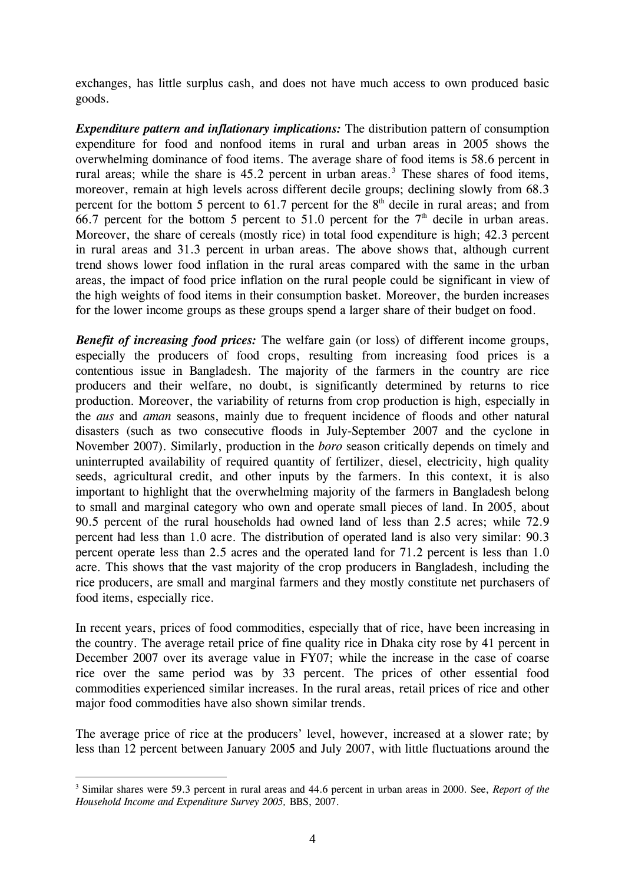exchanges, has little surplus cash, and does not have much access to own produced basic goods.

***Expenditure pattern and inflationary implications:*** The distribution pattern of consumption expenditure for food and nonfood items in rural and urban areas in 2005 shows the overwhelming dominance of food items. The average share of food items is 58.6 percent in rural areas; while the share is 45.2 percent in urban areas.[3] These shares of food items, moreover, remain at high levels across different decile groups; declining slowly from 68.3 percent for the bottom 5 percent to 61.7 percent for the 8th decile in rural areas; and from 66.7 percent for the bottom 5 percent to 51.0 percent for the 7th decile in urban areas. Moreover, the share of cereals (mostly rice) in total food expenditure is high; 42.3 percent in rural areas and 31.3 percent in urban areas. The above shows that, although current trend shows lower food inflation in the rural areas compared with the same in the urban areas, the impact of food price inflation on the rural people could be significant in view of the high weights of food items in their consumption basket. Moreover, the burden increases for the lower income groups as these groups spend a larger share of their budget on food.

***Benefit of increasing food prices:*** The welfare gain (or loss) of different income groups, especially the producers of food crops, resulting from increasing food prices is a contentious issue in Bangladesh. The majority of the farmers in the country are rice producers and their welfare, no doubt, is significantly determined by returns to rice production. Moreover, the variability of returns from crop production is high, especially in the *aus* and *aman* seasons, mainly due to frequent incidence of floods and other natural disasters (such as two consecutive floods in July-September 2007 and the cyclone in November 2007). Similarly, production in the *boro* season critically depends on timely and uninterrupted availability of required quantity of fertilizer, diesel, electricity, high quality seeds, agricultural credit, and other inputs by the farmers. In this context, it is also important to highlight that the overwhelming majority of the farmers in Bangladesh belong to small and marginal category who own and operate small pieces of land. In 2005, about 90.5 percent of the rural households had owned land of less than 2.5 acres; while 72.9 percent had less than 1.0 acre. The distribution of operated land is also very similar: 90.3 percent operate less than 2.5 acres and the operated land for 71.2 percent is less than 1.0 acre. This shows that the vast majority of the crop producers in Bangladesh, including the rice producers, are small and marginal farmers and they mostly constitute net purchasers of food items, especially rice.

In recent years, prices of food commodities, especially that of rice, have been increasing in the country. The average retail price of fine quality rice in Dhaka city rose by 41 percent in December 2007 over its average value in FY07; while the increase in the case of coarse rice over the same period was by 33 percent. The prices of other essential food commodities experienced similar increases. In the rural areas, retail prices of rice and other major food commodities have also shown similar trends.

The average price of rice at the producers' level, however, increased at a slower rate; by less than 12 percent between January 2005 and July 2007, with little fluctuations around the

---

[3] Similar shares were 59.3 percent in rural areas and 44.6 percent in urban areas in 2000. See, *Report of the Household Income and Expenditure Survey 2005,* BBS, 2007.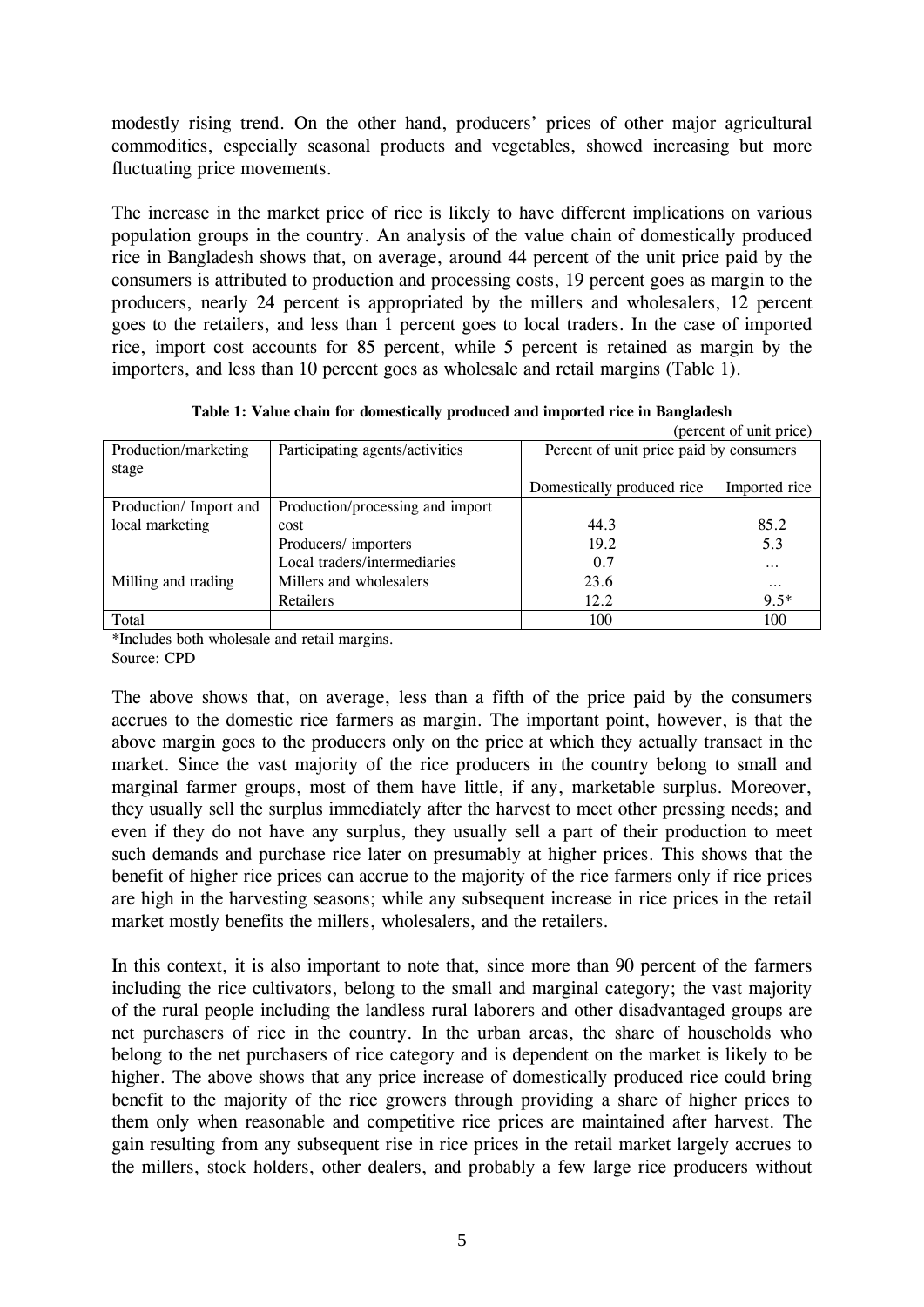modestly rising trend. On the other hand, producers' prices of other major agricultural commodities, especially seasonal products and vegetables, showed increasing but more fluctuating price movements.

The increase in the market price of rice is likely to have different implications on various population groups in the country. An analysis of the value chain of domestically produced rice in Bangladesh shows that, on average, around 44 percent of the unit price paid by the consumers is attributed to production and processing costs, 19 percent goes as margin to the producers, nearly 24 percent is appropriated by the millers and wholesalers, 12 percent goes to the retailers, and less than 1 percent goes to local traders. In the case of imported rice, import cost accounts for 85 percent, while 5 percent is retained as margin by the importers, and less than 10 percent goes as wholesale and retail margins (Table 1).

**Table 1: Value chain for domestically produced and imported rice in Bangladesh**

(percent of unit price)

| Production/marketing stage | Participating agents/activities | Percent of unit price paid by consumers | |
|---|---|---|---|
| | | Domestically produced rice | Imported rice |
| Production/ Import and local marketing | Production/processing and import cost | 44.3 | 85.2 |
| | Producers/ importers | 19.2 | 5.3 |
| | Local traders/intermediaries | 0.7 | … |
| Milling and trading | Millers and wholesalers | 23.6 | … |
| | Retailers | 12.2 | 9.5* |
| Total | | 100 | 100 |

*Includes both wholesale and retail margins.
Source: CPD

The above shows that, on average, less than a fifth of the price paid by the consumers accrues to the domestic rice farmers as margin. The important point, however, is that the above margin goes to the producers only on the price at which they actually transact in the market. Since the vast majority of the rice producers in the country belong to small and marginal farmer groups, most of them have little, if any, marketable surplus. Moreover, they usually sell the surplus immediately after the harvest to meet other pressing needs; and even if they do not have any surplus, they usually sell a part of their production to meet such demands and purchase rice later on presumably at higher prices. This shows that the benefit of higher rice prices can accrue to the majority of the rice farmers only if rice prices are high in the harvesting seasons; while any subsequent increase in rice prices in the retail market mostly benefits the millers, wholesalers, and the retailers.

In this context, it is also important to note that, since more than 90 percent of the farmers including the rice cultivators, belong to the small and marginal category; the vast majority of the rural people including the landless rural laborers and other disadvantaged groups are net purchasers of rice in the country. In the urban areas, the share of households who belong to the net purchasers of rice category and is dependent on the market is likely to be higher. The above shows that any price increase of domestically produced rice could bring benefit to the majority of the rice growers through providing a share of higher prices to them only when reasonable and competitive rice prices are maintained after harvest. The gain resulting from any subsequent rise in rice prices in the retail market largely accrues to the millers, stock holders, other dealers, and probably a few large rice producers without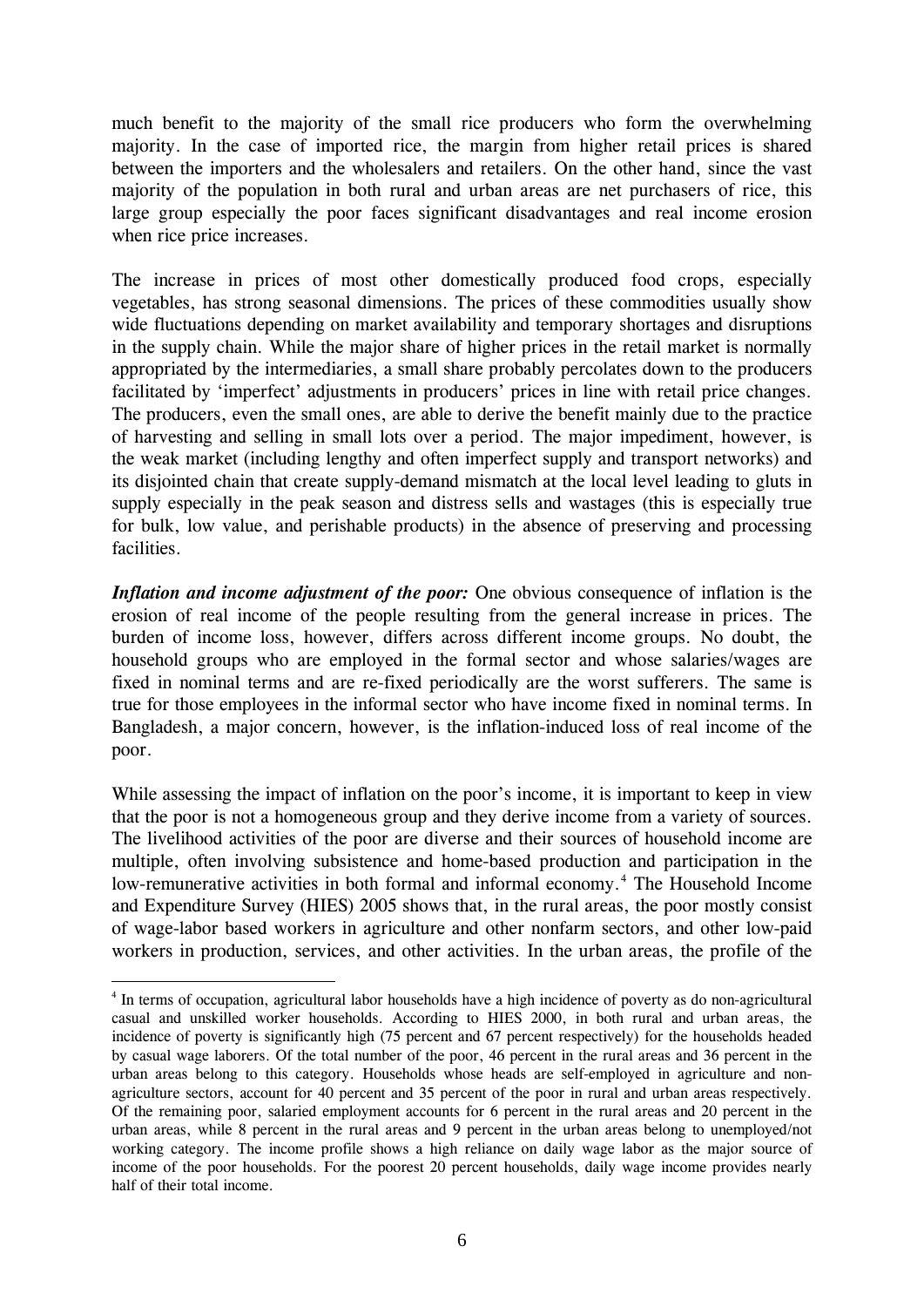much benefit to the majority of the small rice producers who form the overwhelming majority. In the case of imported rice, the margin from higher retail prices is shared between the importers and the wholesalers and retailers. On the other hand, since the vast majority of the population in both rural and urban areas are net purchasers of rice, this large group especially the poor faces significant disadvantages and real income erosion when rice price increases.

The increase in prices of most other domestically produced food crops, especially vegetables, has strong seasonal dimensions. The prices of these commodities usually show wide fluctuations depending on market availability and temporary shortages and disruptions in the supply chain. While the major share of higher prices in the retail market is normally appropriated by the intermediaries, a small share probably percolates down to the producers facilitated by 'imperfect' adjustments in producers' prices in line with retail price changes. The producers, even the small ones, are able to derive the benefit mainly due to the practice of harvesting and selling in small lots over a period. The major impediment, however, is the weak market (including lengthy and often imperfect supply and transport networks) and its disjointed chain that create supply-demand mismatch at the local level leading to gluts in supply especially in the peak season and distress sells and wastages (this is especially true for bulk, low value, and perishable products) in the absence of preserving and processing facilities.

***Inflation and income adjustment of the poor:*** One obvious consequence of inflation is the erosion of real income of the people resulting from the general increase in prices. The burden of income loss, however, differs across different income groups. No doubt, the household groups who are employed in the formal sector and whose salaries/wages are fixed in nominal terms and are re-fixed periodically are the worst sufferers. The same is true for those employees in the informal sector who have income fixed in nominal terms. In Bangladesh, a major concern, however, is the inflation-induced loss of real income of the poor.

While assessing the impact of inflation on the poor's income, it is important to keep in view that the poor is not a homogeneous group and they derive income from a variety of sources. The livelihood activities of the poor are diverse and their sources of household income are multiple, often involving subsistence and home-based production and participation in the low-remunerative activities in both formal and informal economy.[4] The Household Income and Expenditure Survey (HIES) 2005 shows that, in the rural areas, the poor mostly consist of wage-labor based workers in agriculture and other nonfarm sectors, and other low-paid workers in production, services, and other activities. In the urban areas, the profile of the

---

[4] In terms of occupation, agricultural labor households have a high incidence of poverty as do non-agricultural casual and unskilled worker households. According to HIES 2000, in both rural and urban areas, the incidence of poverty is significantly high (75 percent and 67 percent respectively) for the households headed by casual wage laborers. Of the total number of the poor, 46 percent in the rural areas and 36 percent in the urban areas belong to this category. Households whose heads are self-employed in agriculture and non-agriculture sectors, account for 40 percent and 35 percent of the poor in rural and urban areas respectively. Of the remaining poor, salaried employment accounts for 6 percent in the rural areas and 20 percent in the urban areas, while 8 percent in the rural areas and 9 percent in the urban areas belong to unemployed/not working category. The income profile shows a high reliance on daily wage labor as the major source of income of the poor households. For the poorest 20 percent households, daily wage income provides nearly half of their total income.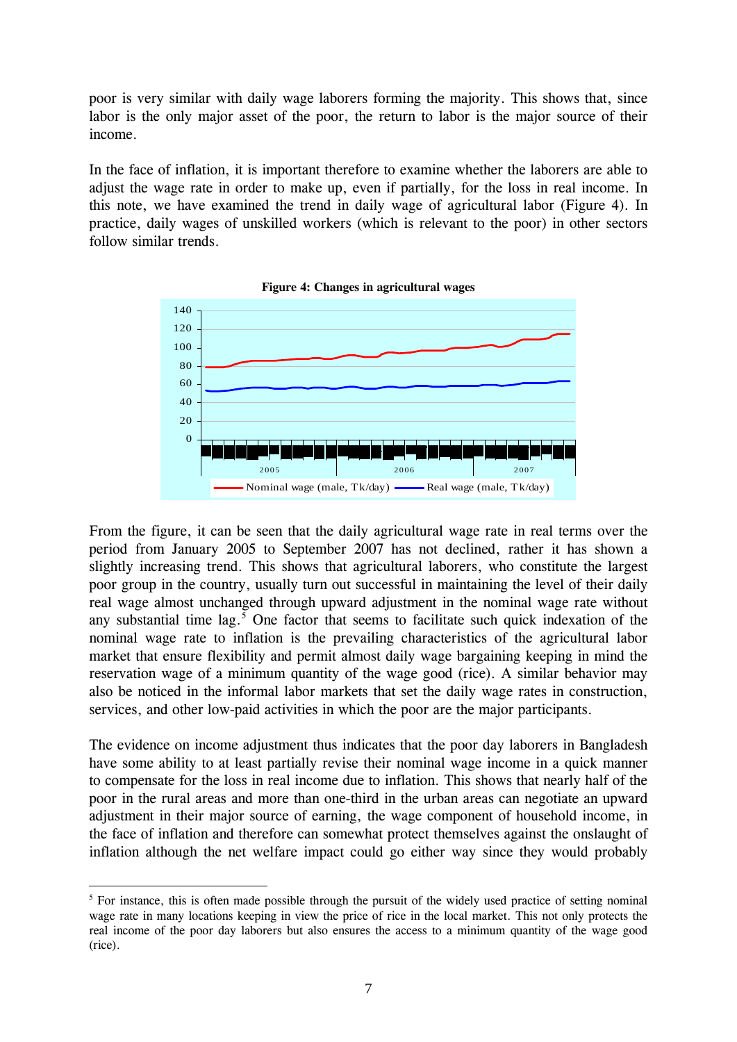poor is very similar with daily wage laborers forming the majority. This shows that, since labor is the only major asset of the poor, the return to labor is the major source of their income.

In the face of inflation, it is important therefore to examine whether the laborers are able to adjust the wage rate in order to make up, even if partially, for the loss in real income. In this note, we have examined the trend in daily wage of agricultural labor (Figure 4). In practice, daily wages of unskilled workers (which is relevant to the poor) in other sectors follow similar trends.

**Figure 4: Changes in agricultural wages**

From the figure, it can be seen that the daily agricultural wage rate in real terms over the period from January 2005 to September 2007 has not declined, rather it has shown a slightly increasing trend. This shows that agricultural laborers, who constitute the largest poor group in the country, usually turn out successful in maintaining the level of their daily real wage almost unchanged through upward adjustment in the nominal wage rate without any substantial time lag.[5] One factor that seems to facilitate such quick indexation of the nominal wage rate to inflation is the prevailing characteristics of the agricultural labor market that ensure flexibility and permit almost daily wage bargaining keeping in mind the reservation wage of a minimum quantity of the wage good (rice). A similar behavior may also be noticed in the informal labor markets that set the daily wage rates in construction, services, and other low-paid activities in which the poor are the major participants.

The evidence on income adjustment thus indicates that the poor day laborers in Bangladesh have some ability to at least partially revise their nominal wage income in a quick manner to compensate for the loss in real income due to inflation. This shows that nearly half of the poor in the rural areas and more than one-third in the urban areas can negotiate an upward adjustment in their major source of earning, the wage component of household income, in the face of inflation and therefore can somewhat protect themselves against the onslaught of inflation although the net welfare impact could go either way since they would probably

---

[5] For instance, this is often made possible through the pursuit of the widely used practice of setting nominal wage rate in many locations keeping in view the price of rice in the local market. This not only protects the real income of the poor day laborers but also ensures the access to a minimum quantity of the wage good (rice).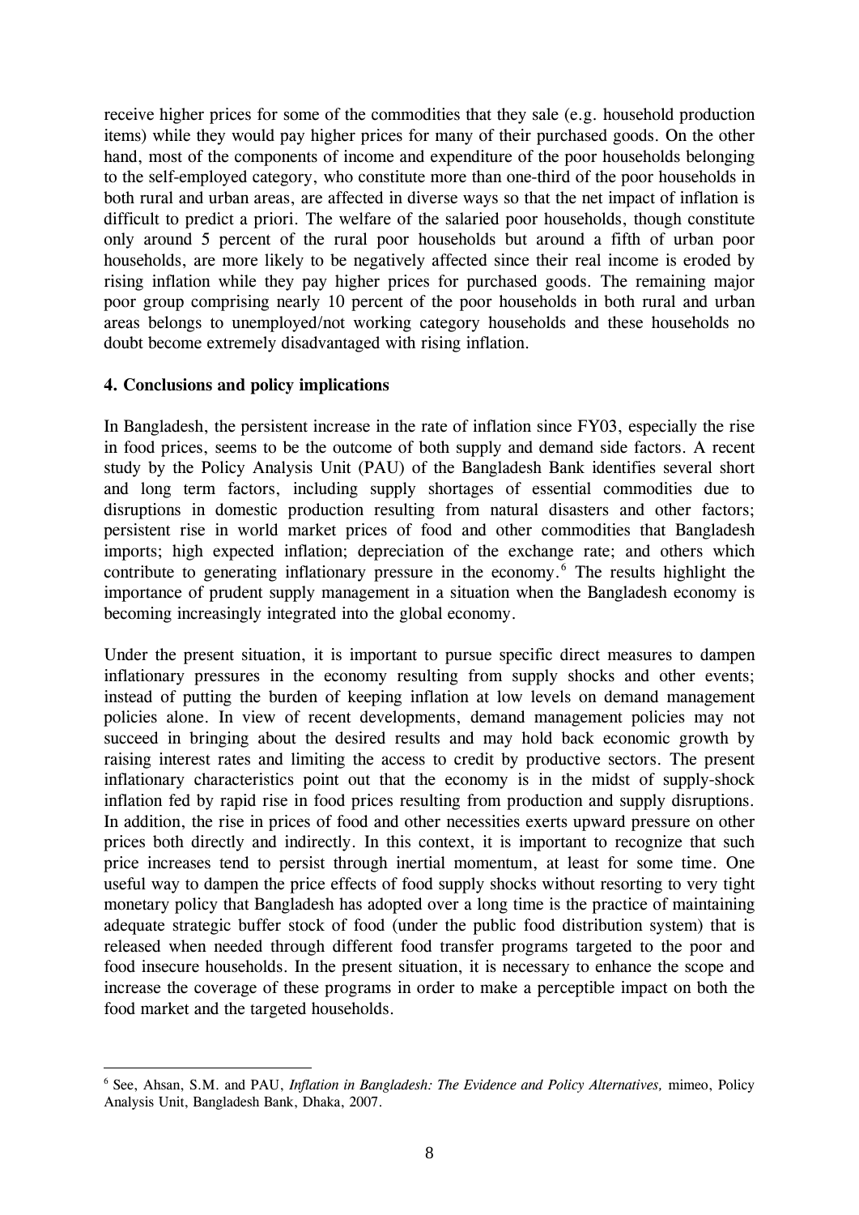receive higher prices for some of the commodities that they sale (e.g. household production items) while they would pay higher prices for many of their purchased goods. On the other hand, most of the components of income and expenditure of the poor households belonging to the self-employed category, who constitute more than one-third of the poor households in both rural and urban areas, are affected in diverse ways so that the net impact of inflation is difficult to predict a priori. The welfare of the salaried poor households, though constitute only around 5 percent of the rural poor households but around a fifth of urban poor households, are more likely to be negatively affected since their real income is eroded by rising inflation while they pay higher prices for purchased goods. The remaining major poor group comprising nearly 10 percent of the poor households in both rural and urban areas belongs to unemployed/not working category households and these households no doubt become extremely disadvantaged with rising inflation.

#### 4. Conclusions and policy implications

In Bangladesh, the persistent increase in the rate of inflation since FY03, especially the rise in food prices, seems to be the outcome of both supply and demand side factors. A recent study by the Policy Analysis Unit (PAU) of the Bangladesh Bank identifies several short and long term factors, including supply shortages of essential commodities due to disruptions in domestic production resulting from natural disasters and other factors; persistent rise in world market prices of food and other commodities that Bangladesh imports; high expected inflation; depreciation of the exchange rate; and others which contribute to generating inflationary pressure in the economy.[6] The results highlight the importance of prudent supply management in a situation when the Bangladesh economy is becoming increasingly integrated into the global economy.

Under the present situation, it is important to pursue specific direct measures to dampen inflationary pressures in the economy resulting from supply shocks and other events; instead of putting the burden of keeping inflation at low levels on demand management policies alone. In view of recent developments, demand management policies may not succeed in bringing about the desired results and may hold back economic growth by raising interest rates and limiting the access to credit by productive sectors. The present inflationary characteristics point out that the economy is in the midst of supply-shock inflation fed by rapid rise in food prices resulting from production and supply disruptions. In addition, the rise in prices of food and other necessities exerts upward pressure on other prices both directly and indirectly. In this context, it is important to recognize that such price increases tend to persist through inertial momentum, at least for some time. One useful way to dampen the price effects of food supply shocks without resorting to very tight monetary policy that Bangladesh has adopted over a long time is the practice of maintaining adequate strategic buffer stock of food (under the public food distribution system) that is released when needed through different food transfer programs targeted to the poor and food insecure households. In the present situation, it is necessary to enhance the scope and increase the coverage of these programs in order to make a perceptible impact on both the food market and the targeted households.

[6] See, Ahsan, S.M. and PAU, *Inflation in Bangladesh: The Evidence and Policy Alternatives,* mimeo, Policy Analysis Unit, Bangladesh Bank, Dhaka, 2007.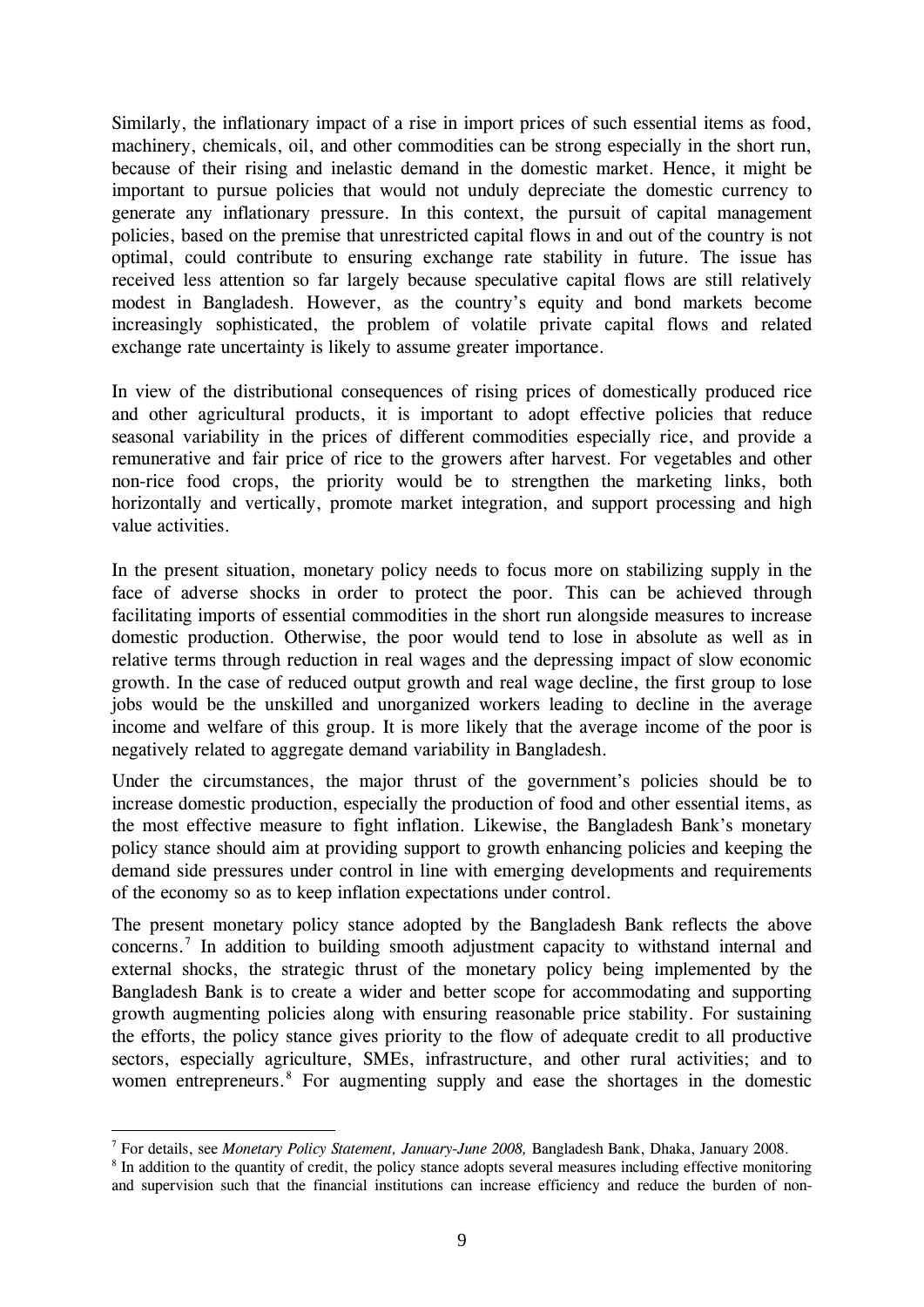Similarly, the inflationary impact of a rise in import prices of such essential items as food, machinery, chemicals, oil, and other commodities can be strong especially in the short run, because of their rising and inelastic demand in the domestic market. Hence, it might be important to pursue policies that would not unduly depreciate the domestic currency to generate any inflationary pressure. In this context, the pursuit of capital management policies, based on the premise that unrestricted capital flows in and out of the country is not optimal, could contribute to ensuring exchange rate stability in future. The issue has received less attention so far largely because speculative capital flows are still relatively modest in Bangladesh. However, as the country's equity and bond markets become increasingly sophisticated, the problem of volatile private capital flows and related exchange rate uncertainty is likely to assume greater importance.

In view of the distributional consequences of rising prices of domestically produced rice and other agricultural products, it is important to adopt effective policies that reduce seasonal variability in the prices of different commodities especially rice, and provide a remunerative and fair price of rice to the growers after harvest. For vegetables and other non-rice food crops, the priority would be to strengthen the marketing links, both horizontally and vertically, promote market integration, and support processing and high value activities.

In the present situation, monetary policy needs to focus more on stabilizing supply in the face of adverse shocks in order to protect the poor. This can be achieved through facilitating imports of essential commodities in the short run alongside measures to increase domestic production. Otherwise, the poor would tend to lose in absolute as well as in relative terms through reduction in real wages and the depressing impact of slow economic growth. In the case of reduced output growth and real wage decline, the first group to lose jobs would be the unskilled and unorganized workers leading to decline in the average income and welfare of this group. It is more likely that the average income of the poor is negatively related to aggregate demand variability in Bangladesh.

Under the circumstances, the major thrust of the government's policies should be to increase domestic production, especially the production of food and other essential items, as the most effective measure to fight inflation. Likewise, the Bangladesh Bank's monetary policy stance should aim at providing support to growth enhancing policies and keeping the demand side pressures under control in line with emerging developments and requirements of the economy so as to keep inflation expectations under control.

The present monetary policy stance adopted by the Bangladesh Bank reflects the above concerns.[7] In addition to building smooth adjustment capacity to withstand internal and external shocks, the strategic thrust of the monetary policy being implemented by the Bangladesh Bank is to create a wider and better scope for accommodating and supporting growth augmenting policies along with ensuring reasonable price stability. For sustaining the efforts, the policy stance gives priority to the flow of adequate credit to all productive sectors, especially agriculture, SMEs, infrastructure, and other rural activities; and to women entrepreneurs.[8] For augmenting supply and ease the shortages in the domestic

---

[7] For details, see *Monetary Policy Statement, January-June 2008,* Bangladesh Bank, Dhaka, January 2008.

[8] In addition to the quantity of credit, the policy stance adopts several measures including effective monitoring and supervision such that the financial institutions can increase efficiency and reduce the burden of non-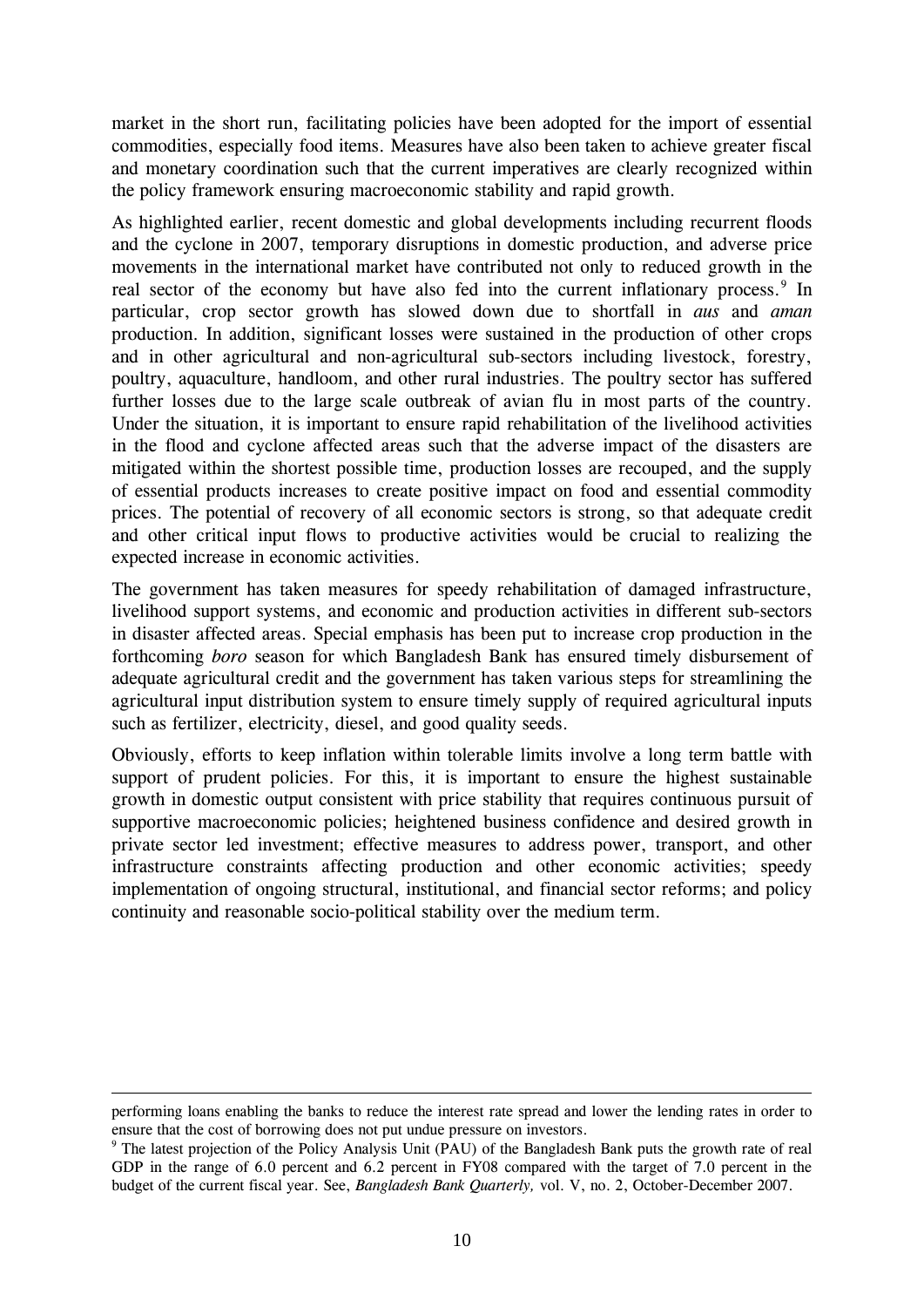market in the short run, facilitating policies have been adopted for the import of essential commodities, especially food items. Measures have also been taken to achieve greater fiscal and monetary coordination such that the current imperatives are clearly recognized within the policy framework ensuring macroeconomic stability and rapid growth.

As highlighted earlier, recent domestic and global developments including recurrent floods and the cyclone in 2007, temporary disruptions in domestic production, and adverse price movements in the international market have contributed not only to reduced growth in the real sector of the economy but have also fed into the current inflationary process.[9] In particular, crop sector growth has slowed down due to shortfall in *aus* and *aman* production. In addition, significant losses were sustained in the production of other crops and in other agricultural and non-agricultural sub-sectors including livestock, forestry, poultry, aquaculture, handloom, and other rural industries. The poultry sector has suffered further losses due to the large scale outbreak of avian flu in most parts of the country. Under the situation, it is important to ensure rapid rehabilitation of the livelihood activities in the flood and cyclone affected areas such that the adverse impact of the disasters are mitigated within the shortest possible time, production losses are recouped, and the supply of essential products increases to create positive impact on food and essential commodity prices. The potential of recovery of all economic sectors is strong, so that adequate credit and other critical input flows to productive activities would be crucial to realizing the expected increase in economic activities.

The government has taken measures for speedy rehabilitation of damaged infrastructure, livelihood support systems, and economic and production activities in different sub-sectors in disaster affected areas. Special emphasis has been put to increase crop production in the forthcoming *boro* season for which Bangladesh Bank has ensured timely disbursement of adequate agricultural credit and the government has taken various steps for streamlining the agricultural input distribution system to ensure timely supply of required agricultural inputs such as fertilizer, electricity, diesel, and good quality seeds.

Obviously, efforts to keep inflation within tolerable limits involve a long term battle with support of prudent policies. For this, it is important to ensure the highest sustainable growth in domestic output consistent with price stability that requires continuous pursuit of supportive macroeconomic policies; heightened business confidence and desired growth in private sector led investment; effective measures to address power, transport, and other infrastructure constraints affecting production and other economic activities; speedy implementation of ongoing structural, institutional, and financial sector reforms; and policy continuity and reasonable socio-political stability over the medium term.

---

performing loans enabling the banks to reduce the interest rate spread and lower the lending rates in order to ensure that the cost of borrowing does not put undue pressure on investors.

[9] The latest projection of the Policy Analysis Unit (PAU) of the Bangladesh Bank puts the growth rate of real GDP in the range of 6.0 percent and 6.2 percent in FY08 compared with the target of 7.0 percent in the budget of the current fiscal year. See, *Bangladesh Bank Quarterly,* vol. V, no. 2, October-December 2007.